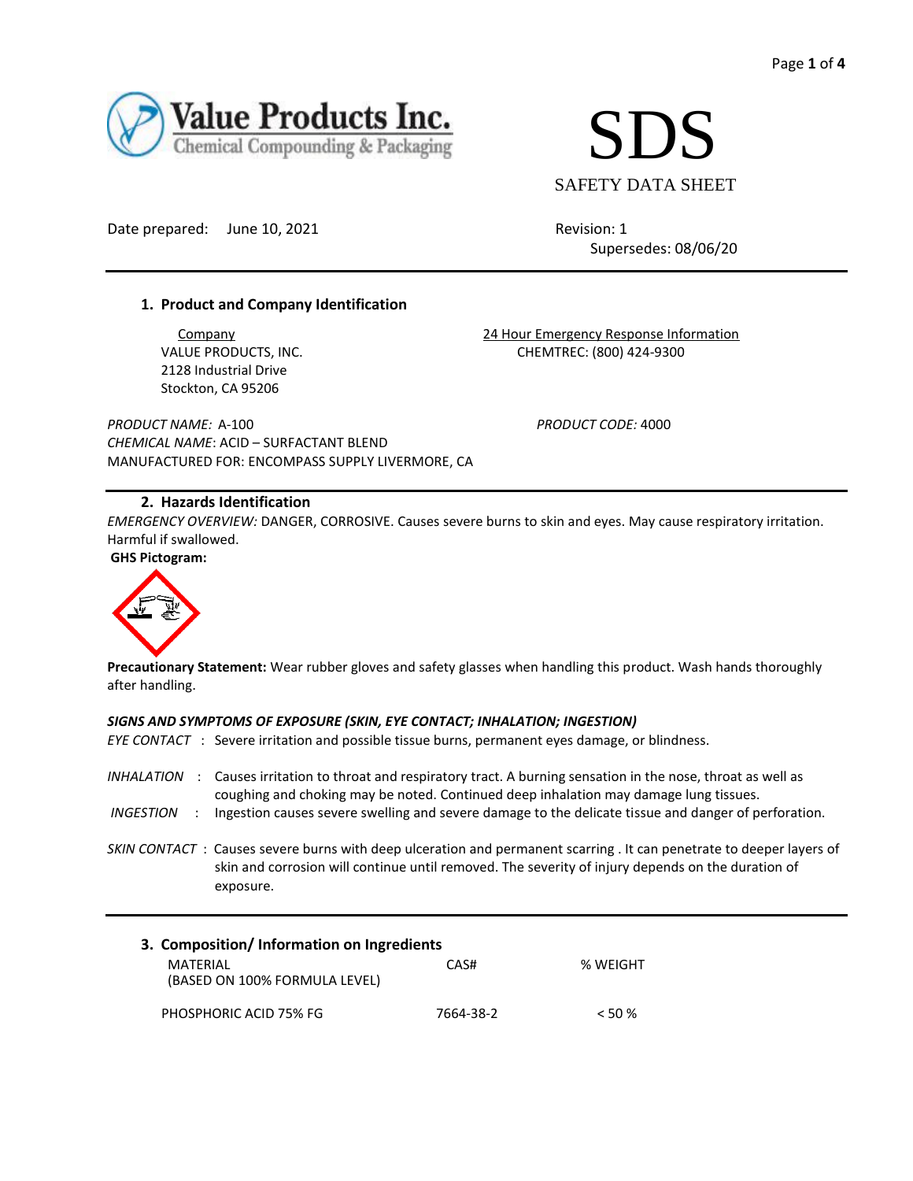Value Products Inc.
Chemical Compounding & Packaging

# SDS
SAFETY DATA SHEET

Date prepared: June 10, 2021

Revision: 1
Supersedes: 08/06/20

## 1. Product and Company Identification

Company
VALUE PRODUCTS, INC.
2128 Industrial Drive
Stockton, CA 95206

24 Hour Emergency Response Information
CHEMTREC: (800) 424-9300

*PRODUCT NAME:* A-100
*CHEMICAL NAME*: ACID – SURFACTANT BLEND
MANUFACTURED FOR: ENCOMPASS SUPPLY LIVERMORE, CA

*PRODUCT CODE:* 4000

## 2. Hazards Identification

*EMERGENCY OVERVIEW:* DANGER, CORROSIVE. Causes severe burns to skin and eyes. May cause respiratory irritation. Harmful if swallowed.

**GHS Pictogram:**

**Precautionary Statement:** Wear rubber gloves and safety glasses when handling this product. Wash hands thoroughly after handling.

***SIGNS AND SYMPTOMS OF EXPOSURE (SKIN, EYE CONTACT; INHALATION; INGESTION)***

*EYE CONTACT* : Severe irritation and possible tissue burns, permanent eyes damage, or blindness.

*INHALATION* : Causes irritation to throat and respiratory tract. A burning sensation in the nose, throat as well as coughing and choking may be noted. Continued deep inhalation may damage lung tissues.

*INGESTION* : Ingestion causes severe swelling and severe damage to the delicate tissue and danger of perforation.

*SKIN CONTACT* : Causes severe burns with deep ulceration and permanent scarring . It can penetrate to deeper layers of skin and corrosion will continue until removed. The severity of injury depends on the duration of exposure.

## 3. Composition/ Information on Ingredients

| MATERIAL (BASED ON 100% FORMULA LEVEL) | CAS# | % WEIGHT |
|---|---|---|
| PHOSPHORIC ACID 75% FG | 7664-38-2 | < 50 % |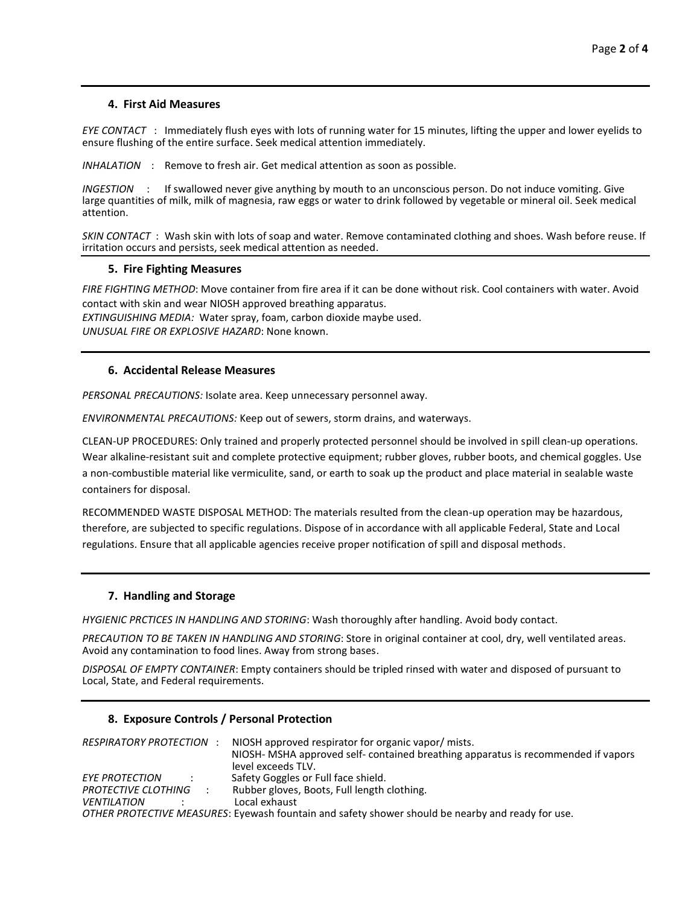## 4. First Aid Measures

*EYE CONTACT* : Immediately flush eyes with lots of running water for 15 minutes, lifting the upper and lower eyelids to ensure flushing of the entire surface. Seek medical attention immediately.

*INHALATION* : Remove to fresh air. Get medical attention as soon as possible.

*INGESTION* : If swallowed never give anything by mouth to an unconscious person. Do not induce vomiting. Give large quantities of milk, milk of magnesia, raw eggs or water to drink followed by vegetable or mineral oil. Seek medical attention.

*SKIN CONTACT* : Wash skin with lots of soap and water. Remove contaminated clothing and shoes. Wash before reuse. If irritation occurs and persists, seek medical attention as needed.

## 5. Fire Fighting Measures

*FIRE FIGHTING METHOD*: Move container from fire area if it can be done without risk. Cool containers with water. Avoid contact with skin and wear NIOSH approved breathing apparatus.
*EXTINGUISHING MEDIA:* Water spray, foam, carbon dioxide maybe used.
*UNUSUAL FIRE OR EXPLOSIVE HAZARD*: None known.

## 6. Accidental Release Measures

*PERSONAL PRECAUTIONS:* Isolate area. Keep unnecessary personnel away.

*ENVIRONMENTAL PRECAUTIONS:* Keep out of sewers, storm drains, and waterways.

CLEAN-UP PROCEDURES: Only trained and properly protected personnel should be involved in spill clean-up operations. Wear alkaline-resistant suit and complete protective equipment; rubber gloves, rubber boots, and chemical goggles. Use a non-combustible material like vermiculite, sand, or earth to soak up the product and place material in sealable waste containers for disposal.

RECOMMENDED WASTE DISPOSAL METHOD: The materials resulted from the clean-up operation may be hazardous, therefore, are subjected to specific regulations. Dispose of in accordance with all applicable Federal, State and Local regulations. Ensure that all applicable agencies receive proper notification of spill and disposal methods.

## 7. Handling and Storage

*HYGIENIC PRCTICES IN HANDLING AND STORING*: Wash thoroughly after handling. Avoid body contact.

*PRECAUTION TO BE TAKEN IN HANDLING AND STORING*: Store in original container at cool, dry, well ventilated areas. Avoid any contamination to food lines. Away from strong bases.

*DISPOSAL OF EMPTY CONTAINER*: Empty containers should be tripled rinsed with water and disposed of pursuant to Local, State, and Federal requirements.

## 8. Exposure Controls / Personal Protection

*RESPIRATORY PROTECTION* : NIOSH approved respirator for organic vapor/ mists.
NIOSH- MSHA approved self- contained breathing apparatus is recommended if vapors level exceeds TLV.
*EYE PROTECTION* : Safety Goggles or Full face shield.
*PROTECTIVE CLOTHING* : Rubber gloves, Boots, Full length clothing.
*VENTILATION* : Local exhaust
*OTHER PROTECTIVE MEASURES*: Eyewash fountain and safety shower should be nearby and ready for use.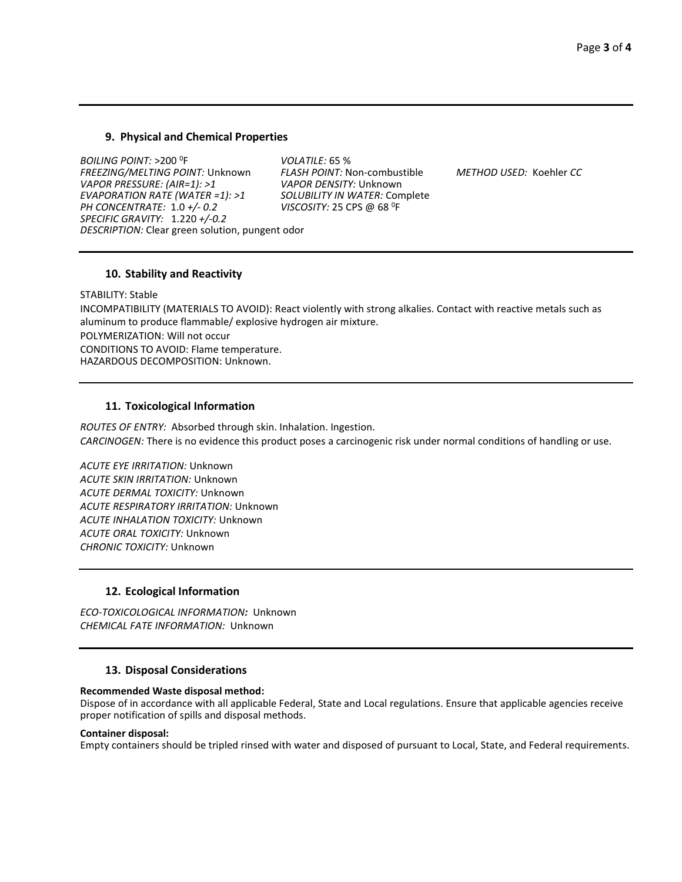## 9. Physical and Chemical Properties

*BOILING POINT:* >200 $^{0}$F
*FREEZING/MELTING POINT:* Unknown
*VAPOR PRESSURE: (AIR=1): >1*
*EVAPORATION RATE (WATER =1): >1*
*PH CONCENTRATE:* 1.0 *+/- 0.2*
*SPECIFIC GRAVITY:* 1.220 *+/-0.2*
*DESCRIPTION:* Clear green solution, pungent odor

*VOLATILE:* 65 %
*FLASH POINT:* Non-combustible *METHOD USED:* Koehler *CC*
*VAPOR DENSITY:* Unknown
*SOLUBILITY IN WATER:* Complete
*VISCOSITY:* 25 CPS @ 68 $^{0}$F

## 10. Stability and Reactivity

STABILITY: Stable

INCOMPATIBILITY (MATERIALS TO AVOID): React violently with strong alkalies. Contact with reactive metals such as aluminum to produce flammable/ explosive hydrogen air mixture.

POLYMERIZATION: Will not occur

CONDITIONS TO AVOID: Flame temperature.

HAZARDOUS DECOMPOSITION: Unknown.

## 11. Toxicological Information

*ROUTES OF ENTRY:* Absorbed through skin. Inhalation. Ingestion.

*CARCINOGEN:* There is no evidence this product poses a carcinogenic risk under normal conditions of handling or use.

*ACUTE EYE IRRITATION:* Unknown
*ACUTE SKIN IRRITATION:* Unknown
*ACUTE DERMAL TOXICITY:* Unknown
*ACUTE RESPIRATORY IRRITATION:* Unknown
*ACUTE INHALATION TOXICITY:* Unknown
*ACUTE ORAL TOXICITY:* Unknown
*CHRONIC TOXICITY:* Unknown

## 12. Ecological Information

*ECO-TOXICOLOGICAL INFORMATION:* Unknown
*CHEMICAL FATE INFORMATION:* Unknown

## 13. Disposal Considerations

**Recommended Waste disposal method:**
Dispose of in accordance with all applicable Federal, State and Local regulations. Ensure that applicable agencies receive proper notification of spills and disposal methods.

**Container disposal:**
Empty containers should be tripled rinsed with water and disposed of pursuant to Local, State, and Federal requirements.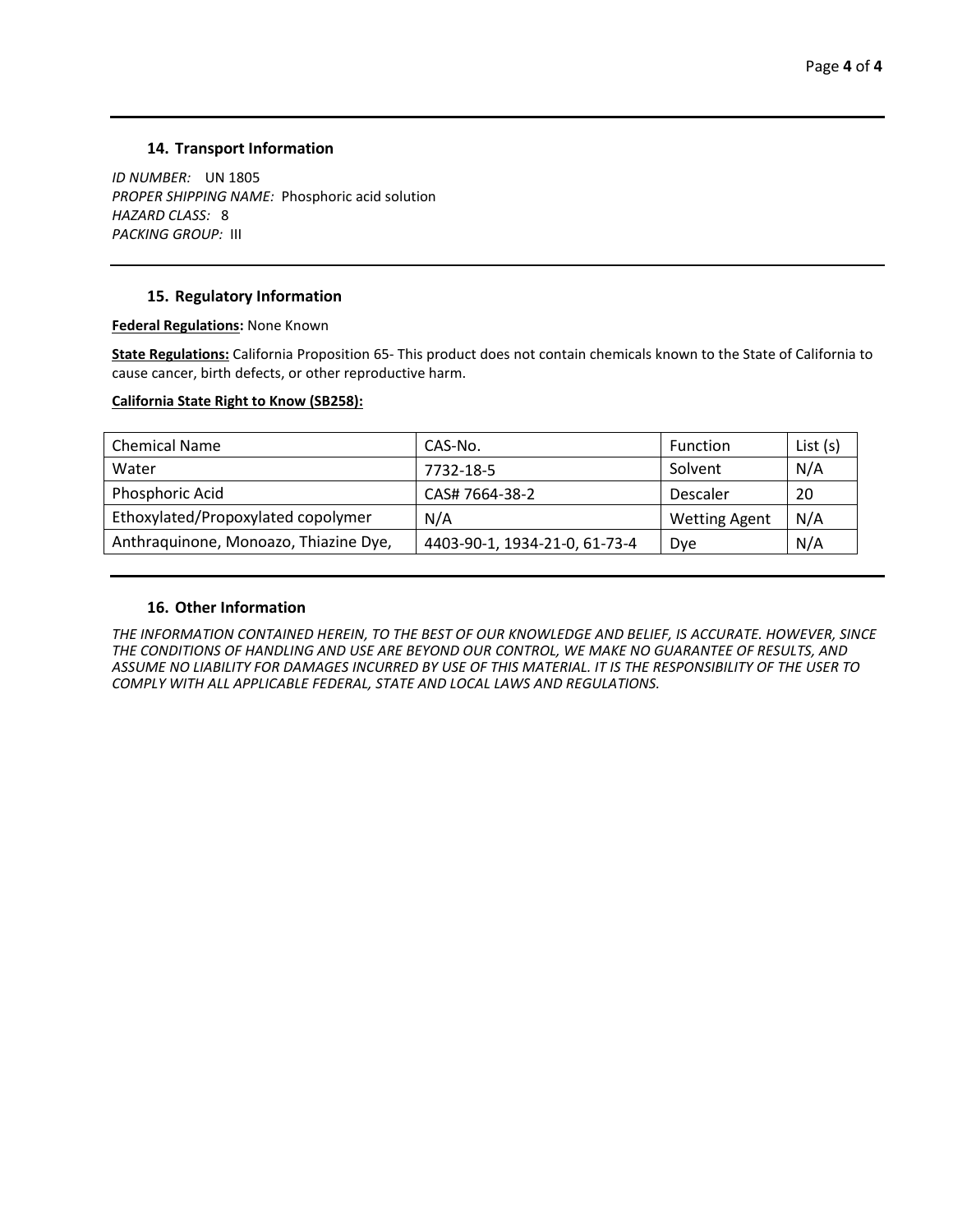## 14. Transport Information

*ID NUMBER:* UN 1805
*PROPER SHIPPING NAME:* Phosphoric acid solution
*HAZARD CLASS:* 8
*PACKING GROUP:* III

## 15. Regulatory Information

**Federal Regulations:** None Known

**State Regulations:** California Proposition 65- This product does not contain chemicals known to the State of California to cause cancer, birth defects, or other reproductive harm.

**California State Right to Know (SB258):**

| Chemical Name | CAS-No. | Function | List (s) |
| --- | --- | --- | --- |
| Water | 7732-18-5 | Solvent | N/A |
| Phosphoric Acid | CAS# 7664-38-2 | Descaler | 20 |
| Ethoxylated/Propoxylated copolymer | N/A | Wetting Agent | N/A |
| Anthraquinone, Monoazo, Thiazine Dye, | 4403-90-1, 1934-21-0, 61-73-4 | Dye | N/A |

## 16. Other Information

*THE INFORMATION CONTAINED HEREIN, TO THE BEST OF OUR KNOWLEDGE AND BELIEF, IS ACCURATE. HOWEVER, SINCE THE CONDITIONS OF HANDLING AND USE ARE BEYOND OUR CONTROL, WE MAKE NO GUARANTEE OF RESULTS, AND ASSUME NO LIABILITY FOR DAMAGES INCURRED BY USE OF THIS MATERIAL. IT IS THE RESPONSIBILITY OF THE USER TO COMPLY WITH ALL APPLICABLE FEDERAL, STATE AND LOCAL LAWS AND REGULATIONS.*